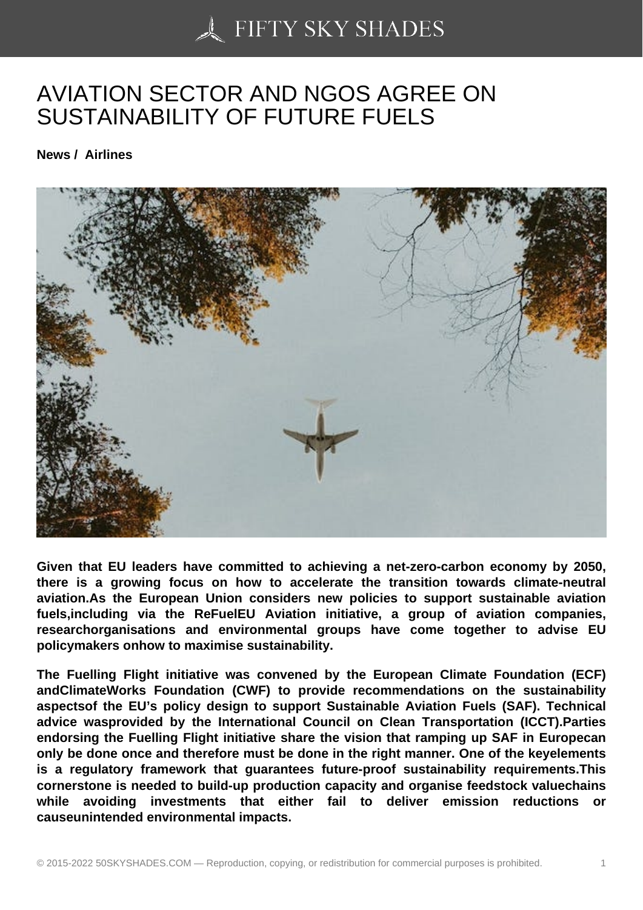# AVIATION SECTOR AND NGOS AGREE ON SUSTAINABILITY OF FUTURE FUELS

**News / Airlines**

**Given that EU leaders have committed to achieving a net-zero-carbon economy by 2050, there is a growing focus on how to accelerate the transition towards climate-neutral aviation.As the European Union considers new policies to support sustainable aviation fuels,including via the ReFuelEU Aviation initiative, a group of aviation companies, researchorganisations and environmental groups have come together to advise EU policymakers onhow to maximise sustainability.**

**The Fuelling Flight initiative was convened by the European Climate Foundation (ECF) andClimateWorks Foundation (CWF) to provide recommendations on the sustainability aspectsof the EU's policy design to support Sustainable Aviation Fuels (SAF). Technical advice wasprovided by the International Council on Clean Transportation (ICCT).Parties endorsing the Fuelling Flight initiative share the vision that ramping up SAF in Europecan only be done once and therefore must be done in the right manner. One of the keyelements is a regulatory framework that guarantees future-proof sustainability requirements.This cornerstone is needed to build-up production capacity and organise feedstock valuechains while avoiding investments that either fail to deliver emission reductions or causeunintended environmental impacts.**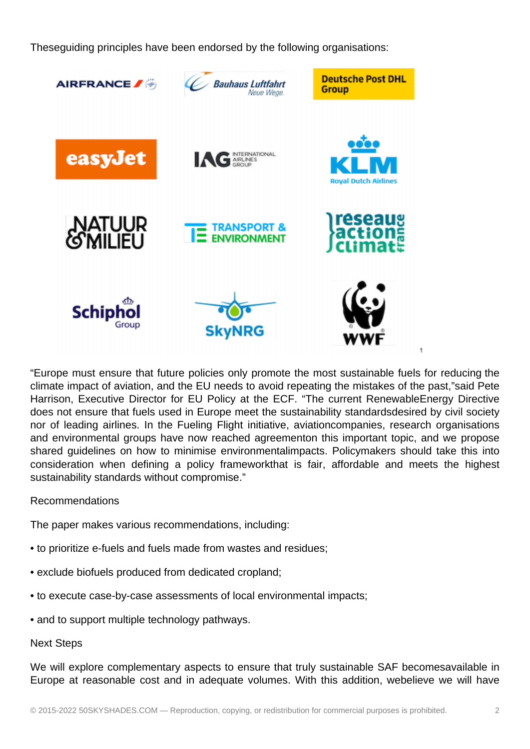Theseguiding principles have been endorsed by the following organisations:

AIRFRANCE | Bauhaus Luftfahrt Neue Wege. | Deutsche Post DHL Group | easyJet | IAG INTERNATIONAL AIRLINES GROUP | KLM Royal Dutch Airlines | NATUUR & MILIEU | TRANSPORT & ENVIRONMENT | reseau action climat france | Schiphol Group | SkyNRG | WWF [1]

“Europe must ensure that future policies only promote the most sustainable fuels for reducing the climate impact of aviation, and the EU needs to avoid repeating the mistakes of the past,”said Pete Harrison, Executive Director for EU Policy at the ECF. “The current RenewableEnergy Directive does not ensure that fuels used in Europe meet the sustainability standardsdesired by civil society nor of leading airlines. In the Fueling Flight initiative, aviationcompanies, research organisations and environmental groups have now reached agreementon this important topic, and we propose shared guidelines on how to minimise environmentalimpacts. Policymakers should take this into consideration when defining a policy frameworkthat is fair, affordable and meets the highest sustainability standards without compromise.”

Recommendations

The paper makes various recommendations, including:

• to prioritize e-fuels and fuels made from wastes and residues;

• exclude biofuels produced from dedicated cropland;

• to execute case-by-case assessments of local environmental impacts;

• and to support multiple technology pathways.

Next Steps

We will explore complementary aspects to ensure that truly sustainable SAF becomesavailable in Europe at reasonable cost and in adequate volumes. With this addition, webelieve we will have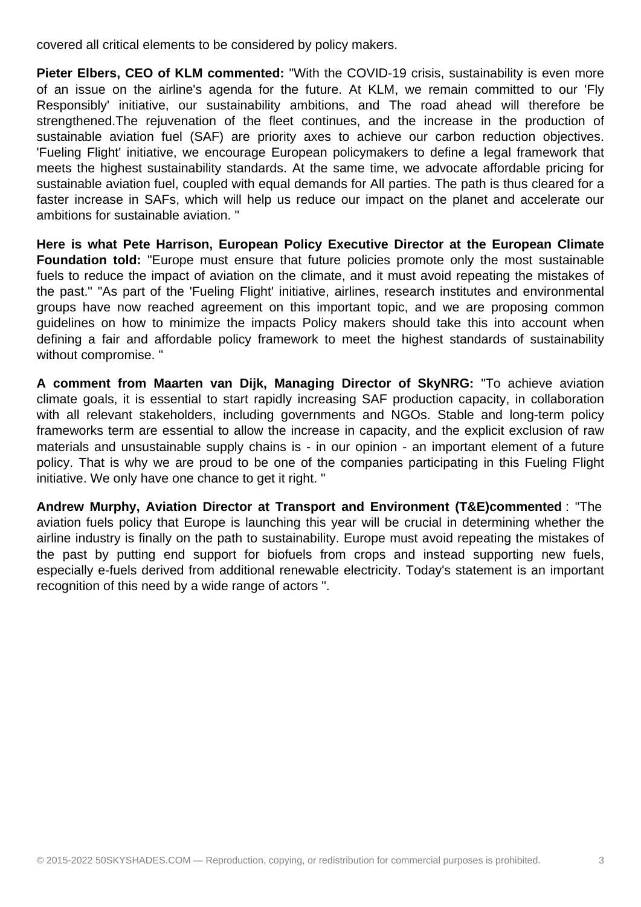covered all critical elements to be considered by policy makers.

**Pieter Elbers, CEO of KLM commented:** "With the COVID-19 crisis, sustainability is even more of an issue on the airline's agenda for the future. At KLM, we remain committed to our 'Fly Responsibly' initiative, our sustainability ambitions, and The road ahead will therefore be strengthened.The rejuvenation of the fleet continues, and the increase in the production of sustainable aviation fuel (SAF) are priority axes to achieve our carbon reduction objectives. 'Fueling Flight' initiative, we encourage European policymakers to define a legal framework that meets the highest sustainability standards. At the same time, we advocate affordable pricing for sustainable aviation fuel, coupled with equal demands for All parties. The path is thus cleared for a faster increase in SAFs, which will help us reduce our impact on the planet and accelerate our ambitions for sustainable aviation. "

**Here is what Pete Harrison, European Policy Executive Director at the European Climate Foundation told:** "Europe must ensure that future policies promote only the most sustainable fuels to reduce the impact of aviation on the climate, and it must avoid repeating the mistakes of the past." "As part of the 'Fueling Flight' initiative, airlines, research institutes and environmental groups have now reached agreement on this important topic, and we are proposing common guidelines on how to minimize the impacts Policy makers should take this into account when defining a fair and affordable policy framework to meet the highest standards of sustainability without compromise. "

**A comment from Maarten van Dijk, Managing Director of SkyNRG:** "To achieve aviation climate goals, it is essential to start rapidly increasing SAF production capacity, in collaboration with all relevant stakeholders, including governments and NGOs. Stable and long-term policy frameworks term are essential to allow the increase in capacity, and the explicit exclusion of raw materials and unsustainable supply chains is - in our opinion - an important element of a future policy. That is why we are proud to be one of the companies participating in this Fueling Flight initiative. We only have one chance to get it right. "

**Andrew Murphy, Aviation Director at Transport and Environment (T&E)commented** : "The aviation fuels policy that Europe is launching this year will be crucial in determining whether the airline industry is finally on the path to sustainability. Europe must avoid repeating the mistakes of the past by putting end support for biofuels from crops and instead supporting new fuels, especially e-fuels derived from additional renewable electricity. Today's statement is an important recognition of this need by a wide range of actors ".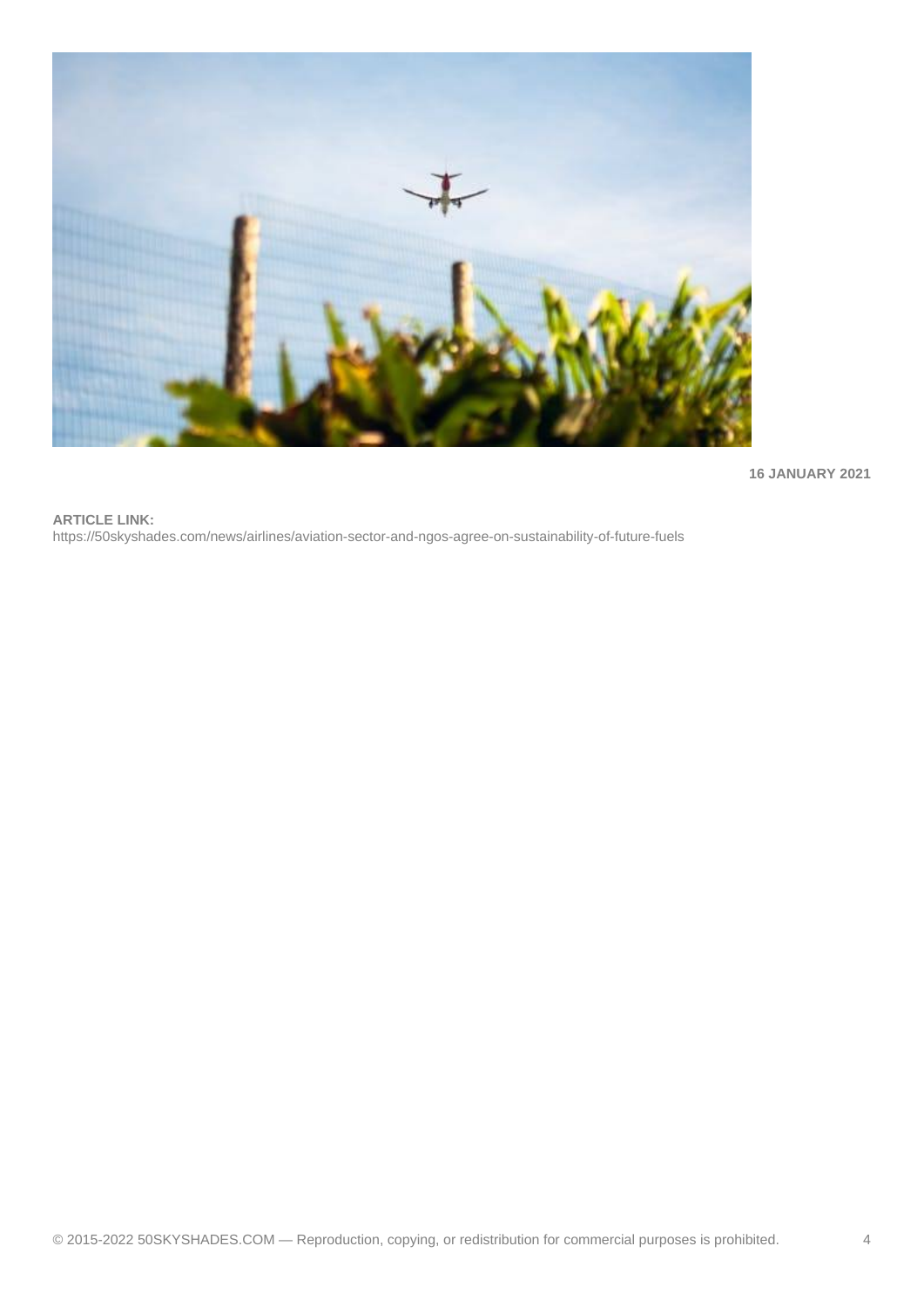16 JANUARY 2021

**ARTICLE LINK:**
https://50skyshades.com/news/airlines/aviation-sector-and-ngos-agree-on-sustainability-of-future-fuels

© 2015-2022 50SKYSHADES.COM — Reproduction, copying, or redistribution for commercial purposes is prohibited.